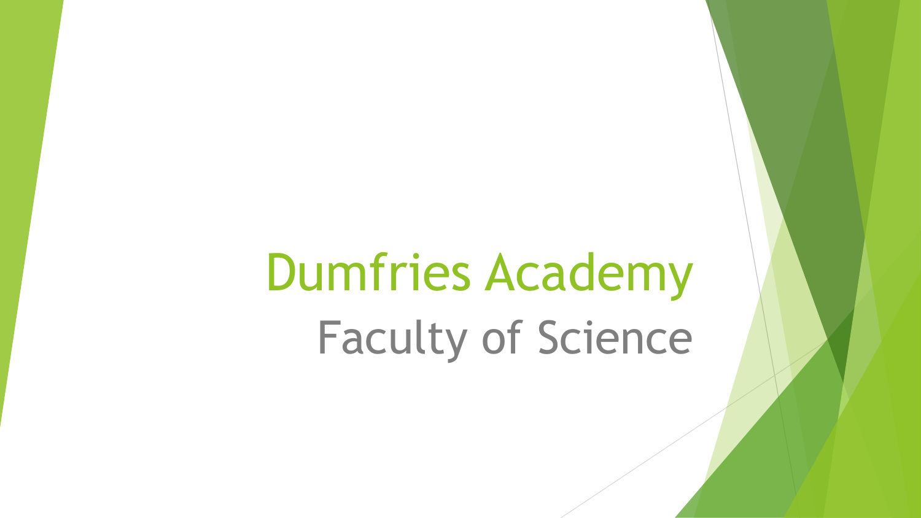# Dumfries Academy

## Faculty of Science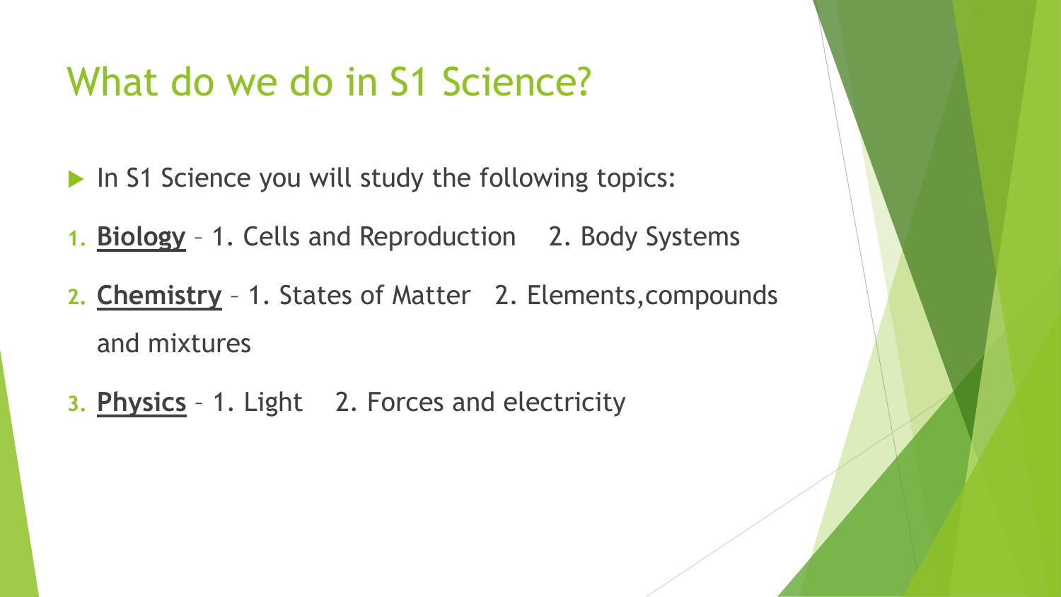# What do we do in S1 Science?

- In S1 Science you will study the following topics:

1. **Biology** – 1. Cells and Reproduction 2. Body Systems
2. **Chemistry** – 1. States of Matter 2. Elements,compounds and mixtures
3. **Physics** – 1. Light 2. Forces and electricity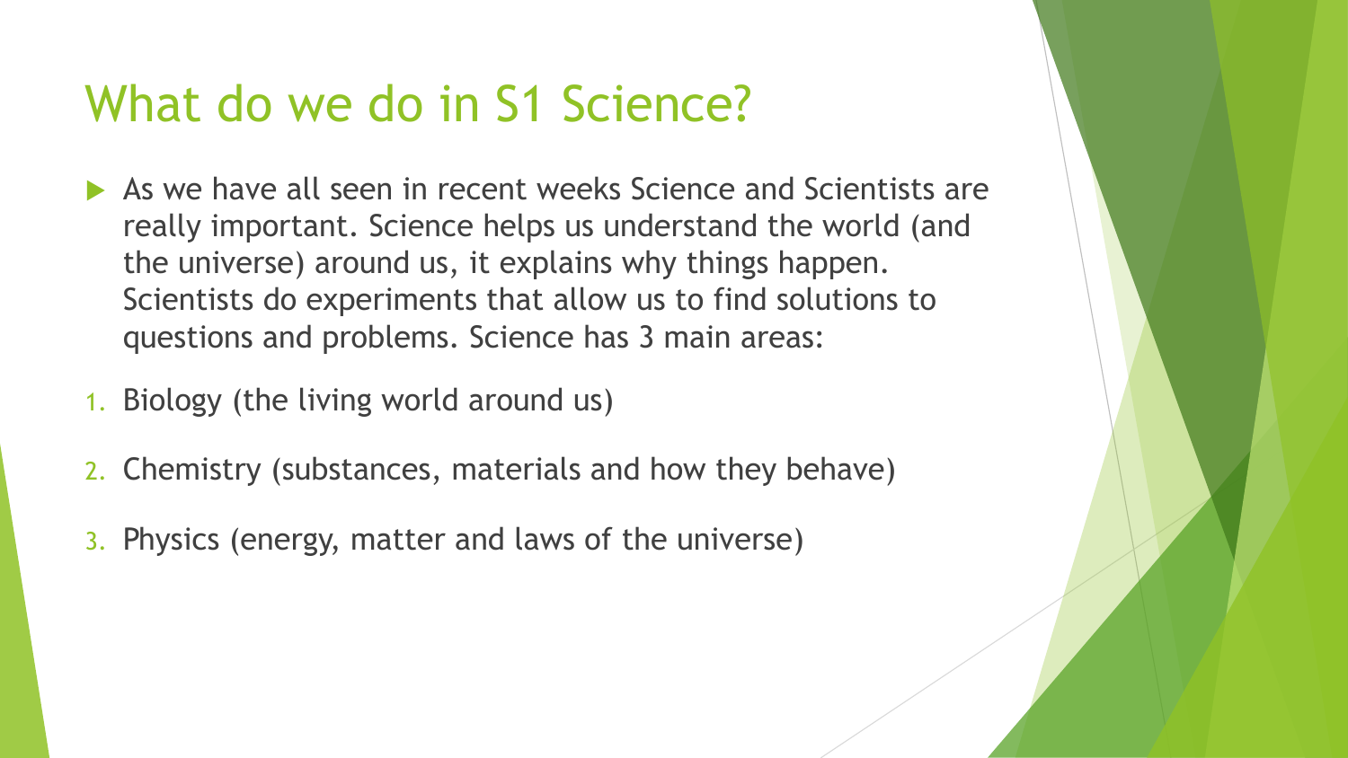# What do we do in S1 Science?

- As we have all seen in recent weeks Science and Scientists are really important. Science helps us understand the world (and the universe) around us, it explains why things happen. Scientists do experiments that allow us to find solutions to questions and problems. Science has 3 main areas:

1. Biology (the living world around us)
2. Chemistry (substances, materials and how they behave)
3. Physics (energy, matter and laws of the universe)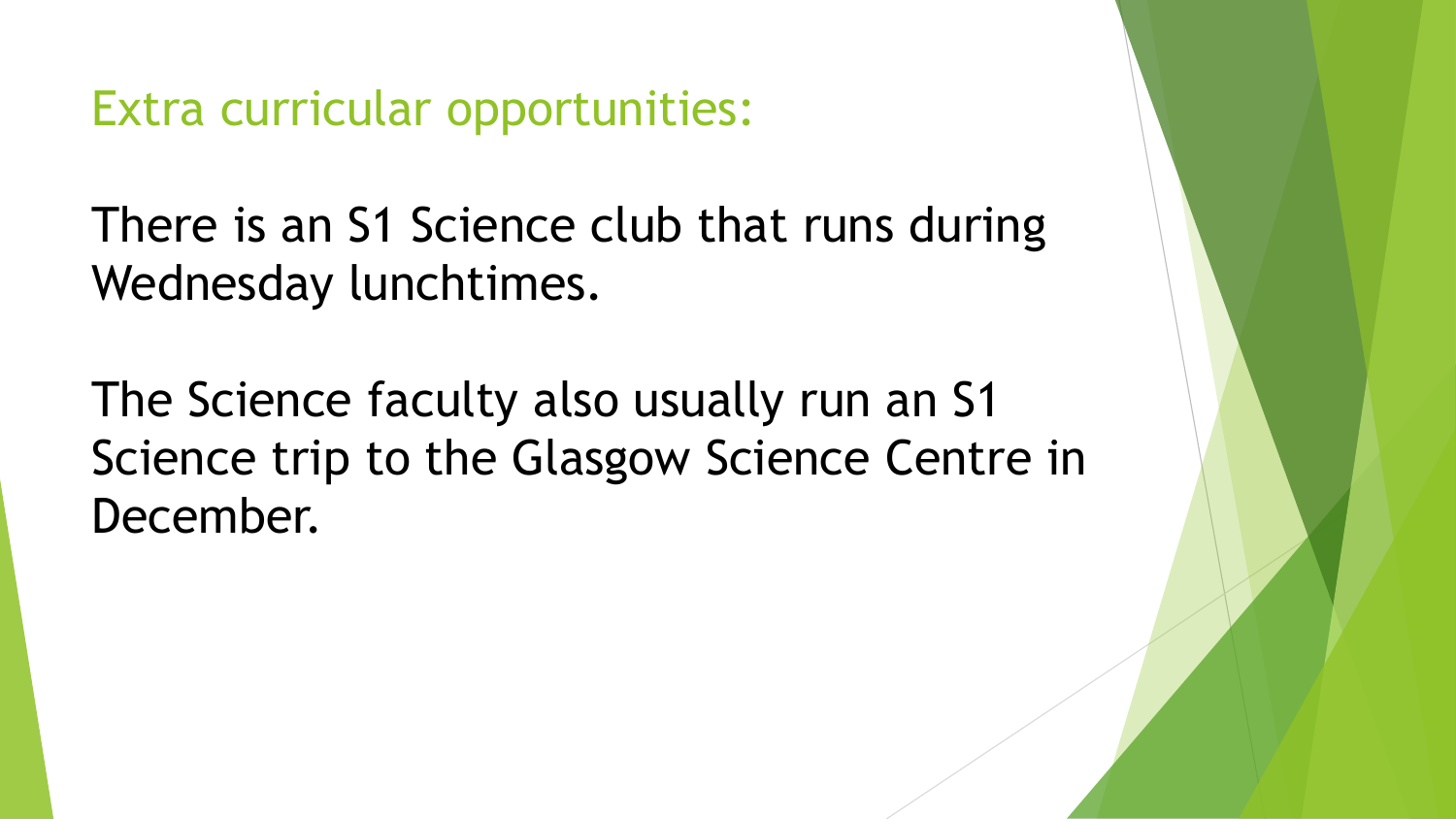## Extra curricular opportunities:

There is an S1 Science club that runs during Wednesday lunchtimes.

The Science faculty also usually run an S1 Science trip to the Glasgow Science Centre in December.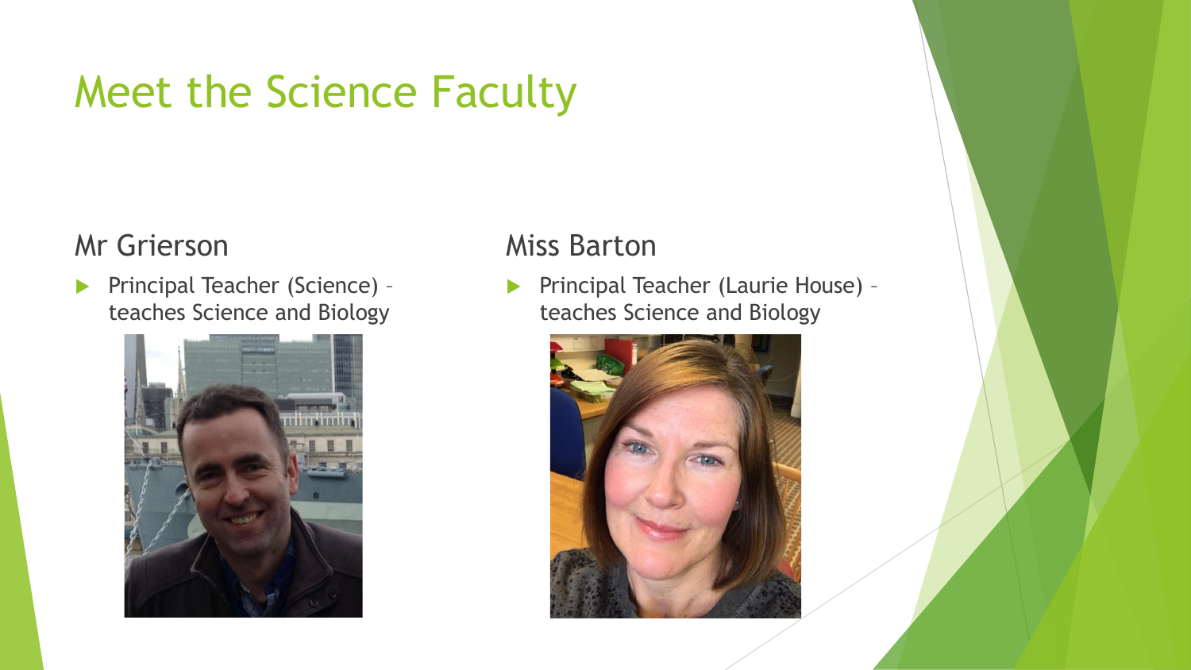# Meet the Science Faculty

## Mr Grierson

- Principal Teacher (Science) – teaches Science and Biology

## Miss Barton

- Principal Teacher (Laurie House) – teaches Science and Biology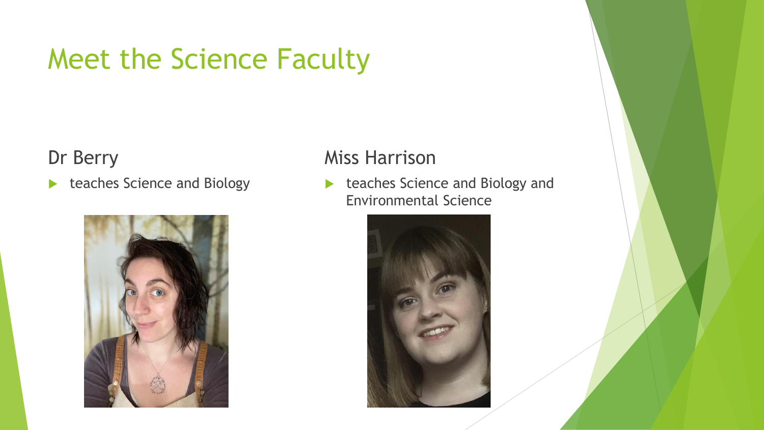# Meet the Science Faculty

## Dr Berry

- teaches Science and Biology

## Miss Harrison

- teaches Science and Biology and Environmental Science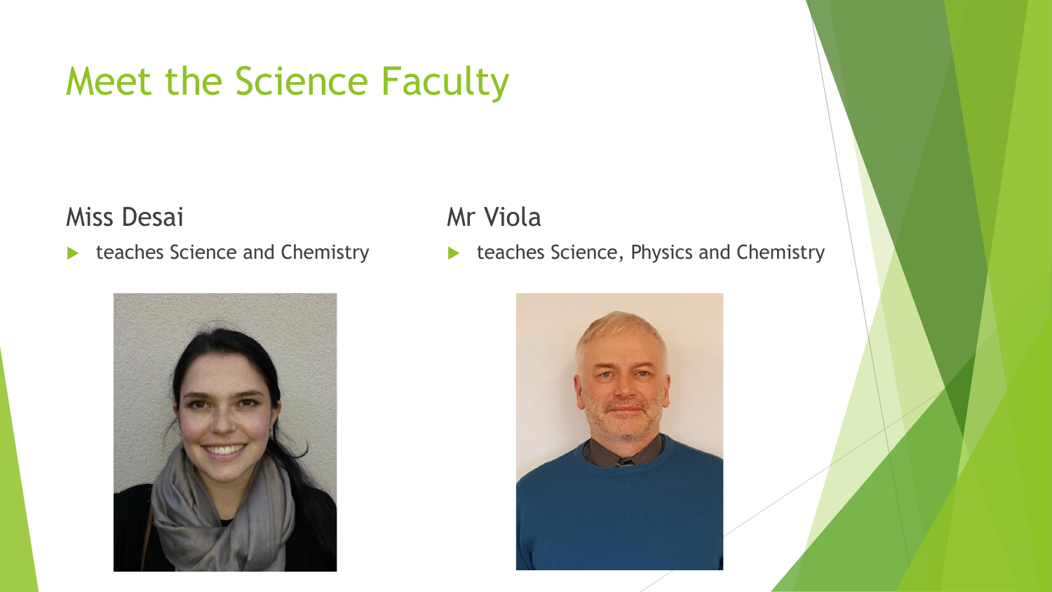# Meet the Science Faculty

## Miss Desai

- teaches Science and Chemistry

## Mr Viola

- teaches Science, Physics and Chemistry